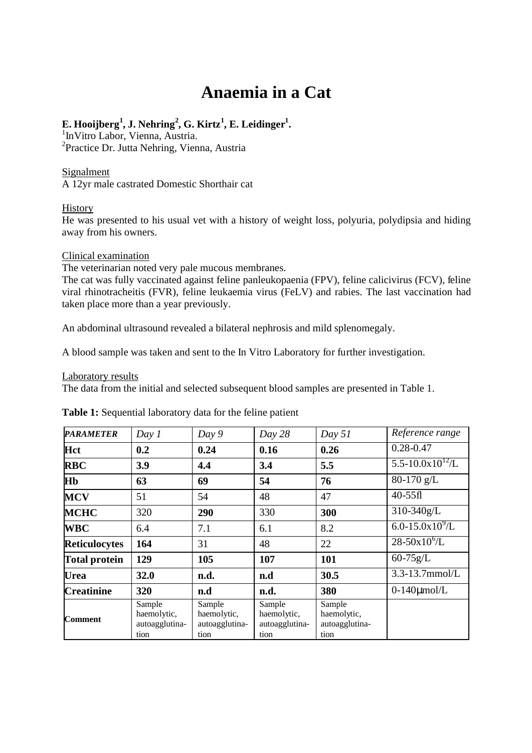# Anaemia in a Cat

**E. Hooijberg[1], J. Nehring[2], G. Kirtz[1], E. Leidinger[1].**

[1]InVitro Labor, Vienna, Austria.
[2]Practice Dr. Jutta Nehring, Vienna, Austria

Signalment

A 12yr male castrated Domestic Shorthair cat

History

He was presented to his usual vet with a history of weight loss, polyuria, polydipsia and hiding away from his owners.

Clinical examination

The veterinarian noted very pale mucous membranes.

The cat was fully vaccinated against feline panleukopaenia (FPV), feline calicivirus (FCV), feline viral rhinotracheitis (FVR), feline leukaemia virus (FeLV) and rabies. The last vaccination had taken place more than a year previously.

An abdominal ultrasound revealed a bilateral nephrosis and mild splenomegaly.

A blood sample was taken and sent to the In Vitro Laboratory for further investigation.

Laboratory results

The data from the initial and selected subsequent blood samples are presented in Table 1.

**Table 1:** Sequential laboratory data for the feline patient

| ***PARAMETER*** | *Day 1* | *Day 9* | *Day 28* | *Day 51* | *Reference range* |
|---|---|---|---|---|---|
| **Hct** | **0.2** | **0.24** | **0.16** | **0.26** | 0.28-0.47 |
| **RBC** | **3.9** | **4.4** | **3.4** | **5.5** | 5.5-10.0x$10^{12}$/L |
| **Hb** | **63** | **69** | **54** | **76** | 80-170 g/L |
| **MCV** | 51 | 54 | 48 | 47 | 40-55fl |
| **MCHC** | 320 | **290** | 330 | **300** | 310-340g/L |
| **WBC** | 6.4 | 7.1 | 6.1 | 8.2 | 6.0-15.0x$10^{9}$/L |
| **Reticulocytes** | **164** | 31 | 48 | 22 | 28-50x$10^{6}$/L |
| **Total protein** | **129** | **105** | **107** | **101** | 60-75g/L |
| **Urea** | **32.0** | **n.d.** | **n.d** | **30.5** | 3.3-13.7mmol/L |
| **Creatinine** | **320** | **n.d** | **n.d.** | **380** | 0-140μmol/L |
| **Comment** | Sample haemolytic, autoagglutina-tion | Sample haemolytic, autoagglutina-tion | Sample haemolytic, autoagglutina-tion | Sample haemolytic, autoagglutina-tion | |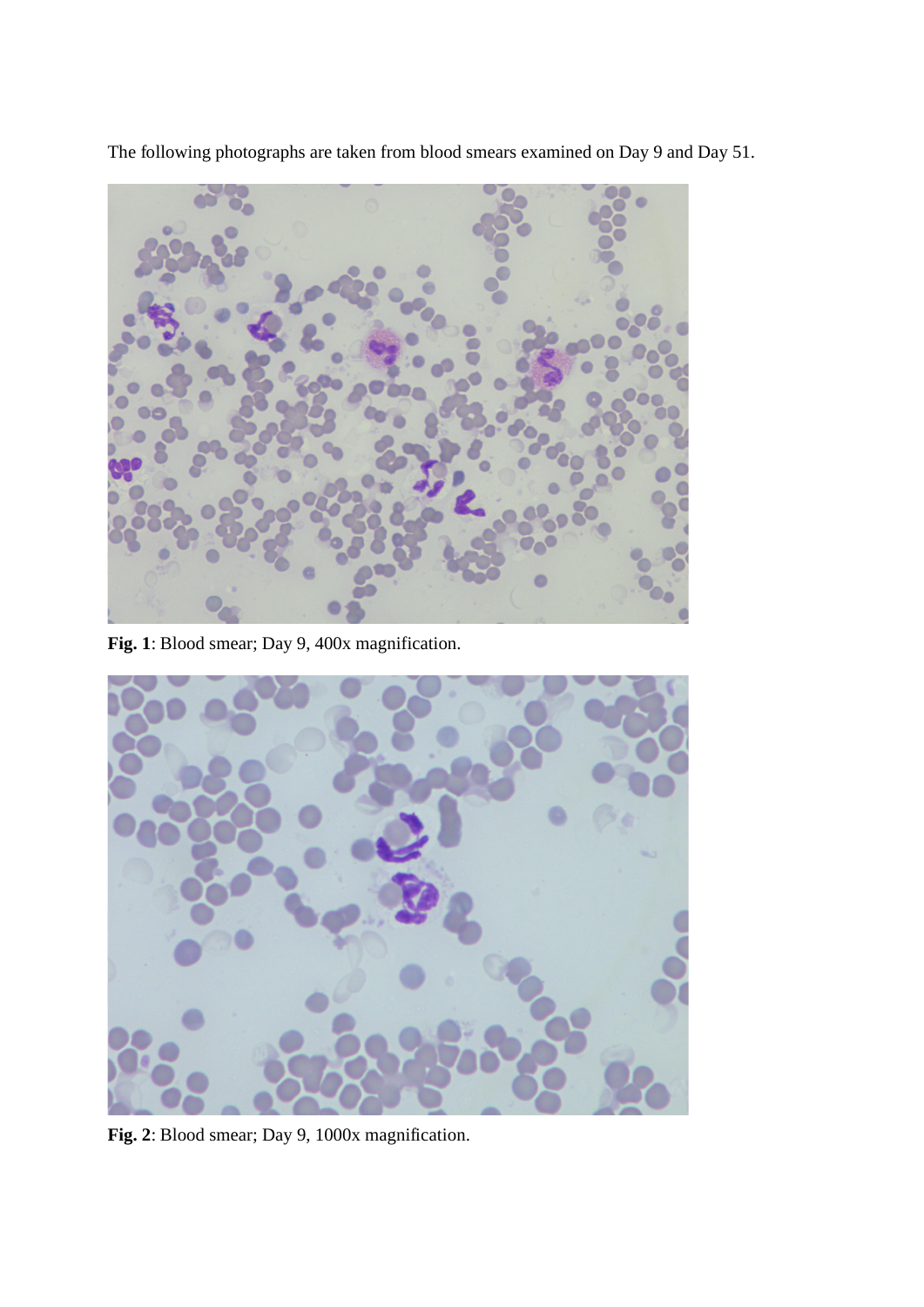The following photographs are taken from blood smears examined on Day 9 and Day 51.

**Fig. 1**: Blood smear; Day 9, 400x magnification.

**Fig. 2**: Blood smear; Day 9, 1000x magnification.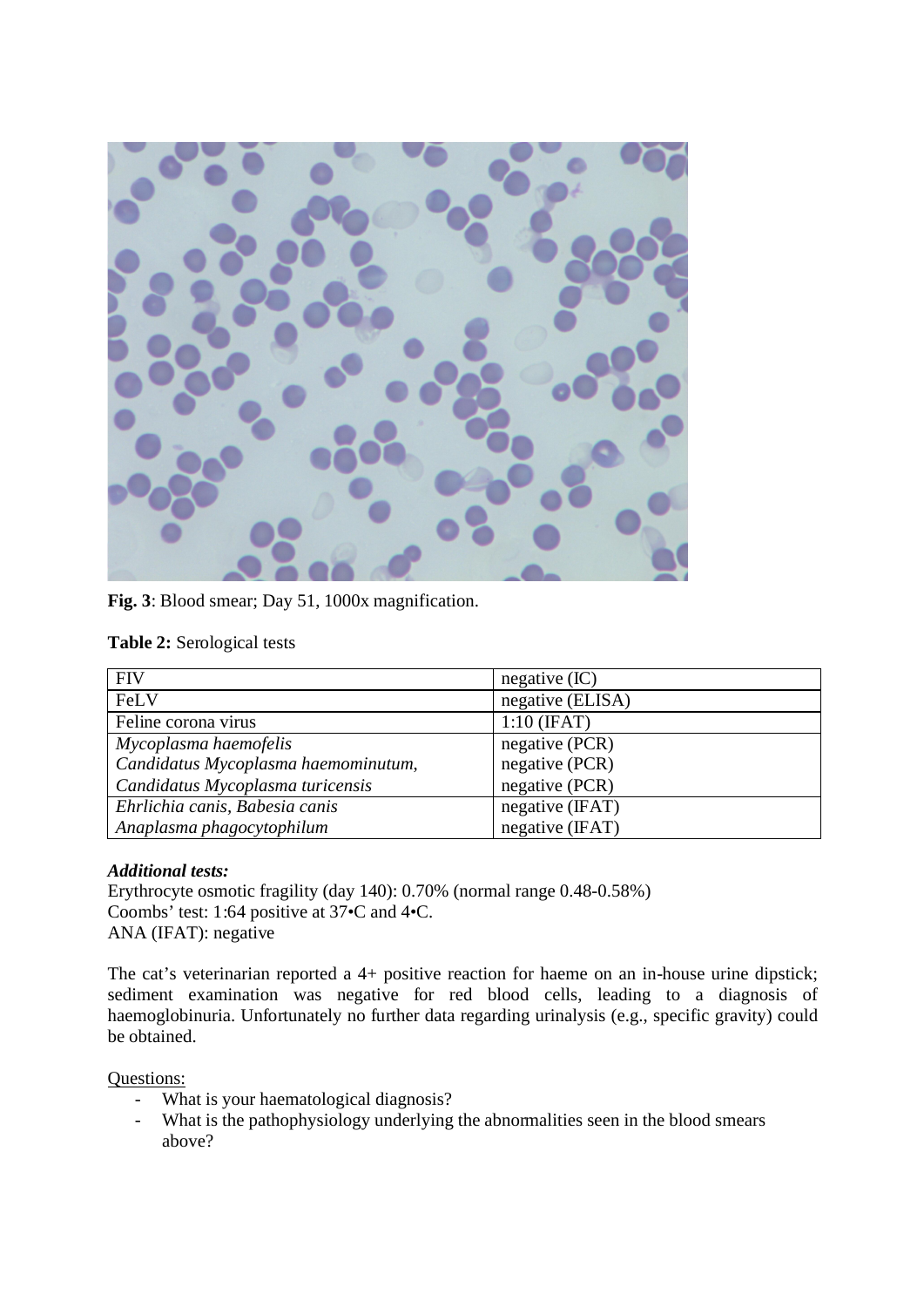**Fig. 3**: Blood smear; Day 51, 1000x magnification.

**Table 2:** Serological tests

| | |
|---|---|
| FIV | negative (IC) |
| FeLV | negative (ELISA) |
| Feline corona virus | 1:10 (IFAT) |
| *Mycoplasma haemofelis* | negative (PCR) |
| *Candidatus Mycoplasma haemominutum,* | negative (PCR) |
| *Candidatus Mycoplasma turicensis* | negative (PCR) |
| *Ehrlichia canis, Babesia canis* | negative (IFAT) |
| *Anaplasma phagocytophilum* | negative (IFAT) |

***Additional tests:***

Erythrocyte osmotic fragility (day 140): 0.70% (normal range 0.48-0.58%)
Coombs' test: 1:64 positive at 37•C and 4•C.
ANA (IFAT): negative

The cat's veterinarian reported a 4+ positive reaction for haeme on an in-house urine dipstick; sediment examination was negative for red blood cells, leading to a diagnosis of haemoglobinuria. Unfortunately no further data regarding urinalysis (e.g., specific gravity) could be obtained.

Questions:

- What is your haematological diagnosis?
- What is the pathophysiology underlying the abnormalities seen in the blood smears above?